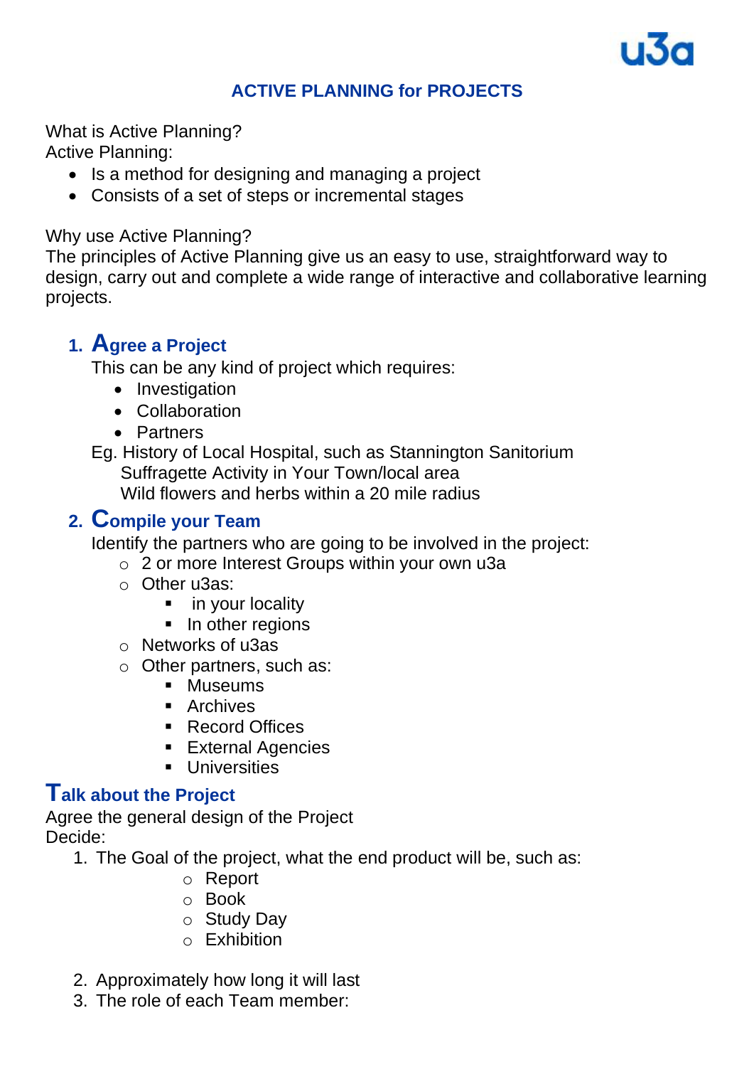# ACTIVE PLANNING for PROJECTS

What is Active Planning?
Active Planning:

- Is a method for designing and managing a project
- Consists of a set of steps or incremental stages

Why use Active Planning?
The principles of Active Planning give us an easy to use, straightforward way to design, carry out and complete a wide range of interactive and collaborative learning projects.

## 1. Agree a Project

This can be any kind of project which requires:

- Investigation
- Collaboration
- Partners

Eg. History of Local Hospital, such as Stannington Sanitorium
Suffragette Activity in Your Town/local area
Wild flowers and herbs within a 20 mile radius

## 2. Compile your Team

Identify the partners who are going to be involved in the project:

- 2 or more Interest Groups within your own u3a
- Other u3as:
  - in your locality
  - In other regions
- Networks of u3as
- Other partners, such as:
  - Museums
  - Archives
  - Record Offices
  - External Agencies
  - Universities

## Talk about the Project

Agree the general design of the Project
Decide:

1. The Goal of the project, what the end product will be, such as:
   - Report
   - Book
   - Study Day
   - Exhibition

2. Approximately how long it will last
3. The role of each Team member: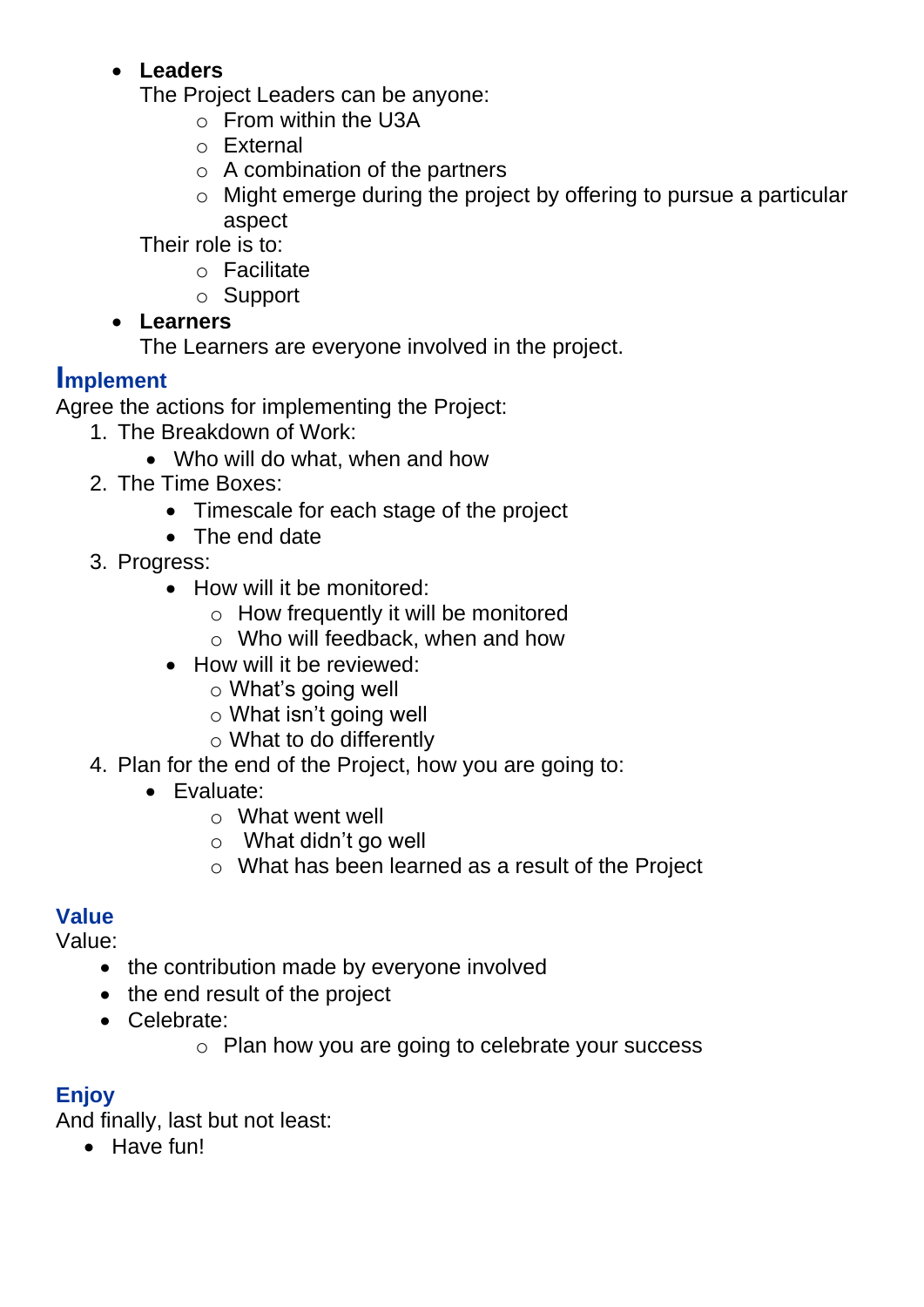- **Leaders**
  The Project Leaders can be anyone:
    - From within the U3A
    - External
    - A combination of the partners
    - Might emerge during the project by offering to pursue a particular aspect

  Their role is to:
    - Facilitate
    - Support
- **Learners**
  The Learners are everyone involved in the project.

## Implement

Agree the actions for implementing the Project:

1. The Breakdown of Work:
    - Who will do what, when and how
2. The Time Boxes:
    - Timescale for each stage of the project
    - The end date
3. Progress:
    - How will it be monitored:
        - How frequently it will be monitored
        - Who will feedback, when and how
    - How will it be reviewed:
        - What's going well
        - What isn't going well
        - What to do differently
4. Plan for the end of the Project, how you are going to:
    - Evaluate:
        - What went well
        - What didn't go well
        - What has been learned as a result of the Project

## Value

Value:

- the contribution made by everyone involved
- the end result of the project
- Celebrate:
    - Plan how you are going to celebrate your success

## Enjoy

And finally, last but not least:

- Have fun!